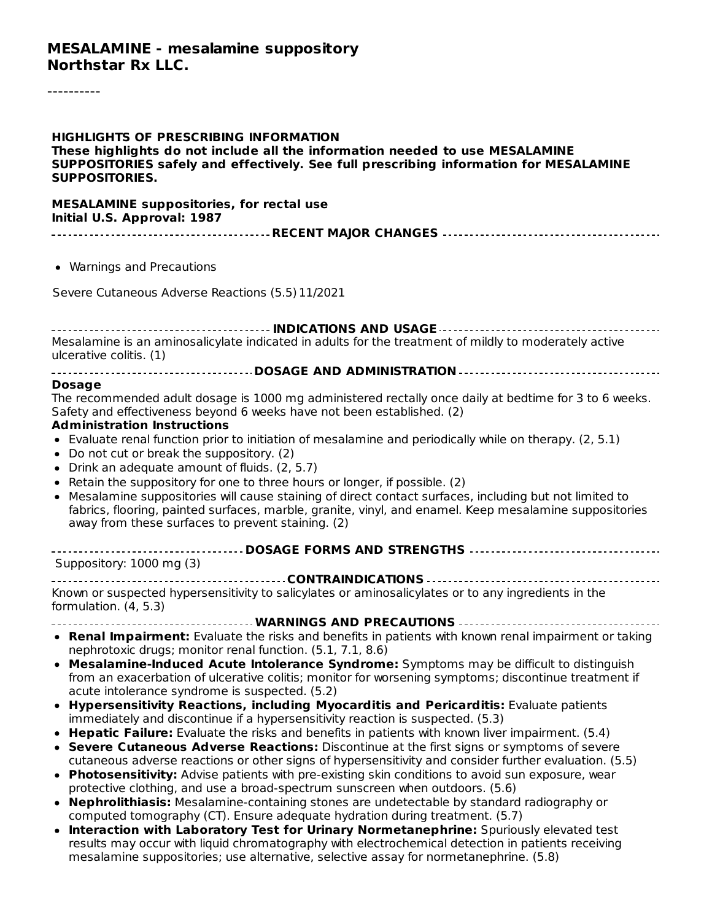# MESALAMINE - mesalamine suppository
## Northstar Rx LLC.

----------

**HIGHLIGHTS OF PRESCRIBING INFORMATION**
**These highlights do not include all the information needed to use MESALAMINE SUPPOSITORIES safely and effectively. See full prescribing information for MESALAMINE SUPPOSITORIES.**

**MESALAMINE suppositories, for rectal use**
**Initial U.S. Approval: 1987**

### RECENT MAJOR CHANGES

- Warnings and Precautions

Severe Cutaneous Adverse Reactions (5.5) 11/2021

### INDICATIONS AND USAGE

Mesalamine is an aminosalicylate indicated in adults for the treatment of mildly to moderately active ulcerative colitis. (1)

### DOSAGE AND ADMINISTRATION

**Dosage**
The recommended adult dosage is 1000 mg administered rectally once daily at bedtime for 3 to 6 weeks. Safety and effectiveness beyond 6 weeks have not been established. (2)
**Administration Instructions**

- Evaluate renal function prior to initiation of mesalamine and periodically while on therapy. (2, 5.1)
- Do not cut or break the suppository. (2)
- Drink an adequate amount of fluids. (2, 5.7)
- Retain the suppository for one to three hours or longer, if possible. (2)
- Mesalamine suppositories will cause staining of direct contact surfaces, including but not limited to fabrics, flooring, painted surfaces, marble, granite, vinyl, and enamel. Keep mesalamine suppositories away from these surfaces to prevent staining. (2)

### DOSAGE FORMS AND STRENGTHS

Suppository: 1000 mg (3)

### CONTRAINDICATIONS

Known or suspected hypersensitivity to salicylates or aminosalicylates or to any ingredients in the formulation. (4, 5.3)

### WARNINGS AND PRECAUTIONS

- **Renal Impairment:** Evaluate the risks and benefits in patients with known renal impairment or taking nephrotoxic drugs; monitor renal function. (5.1, 7.1, 8.6)
- **Mesalamine-Induced Acute Intolerance Syndrome:** Symptoms may be difficult to distinguish from an exacerbation of ulcerative colitis; monitor for worsening symptoms; discontinue treatment if acute intolerance syndrome is suspected. (5.2)
- **Hypersensitivity Reactions, including Myocarditis and Pericarditis:** Evaluate patients immediately and discontinue if a hypersensitivity reaction is suspected. (5.3)
- **Hepatic Failure:** Evaluate the risks and benefits in patients with known liver impairment. (5.4)
- **Severe Cutaneous Adverse Reactions:** Discontinue at the first signs or symptoms of severe cutaneous adverse reactions or other signs of hypersensitivity and consider further evaluation. (5.5)
- **Photosensitivity:** Advise patients with pre-existing skin conditions to avoid sun exposure, wear protective clothing, and use a broad-spectrum sunscreen when outdoors. (5.6)
- **Nephrolithiasis:** Mesalamine-containing stones are undetectable by standard radiography or computed tomography (CT). Ensure adequate hydration during treatment. (5.7)
- **Interaction with Laboratory Test for Urinary Normetanephrine:** Spuriously elevated test results may occur with liquid chromatography with electrochemical detection in patients receiving mesalamine suppositories; use alternative, selective assay for normetanephrine. (5.8)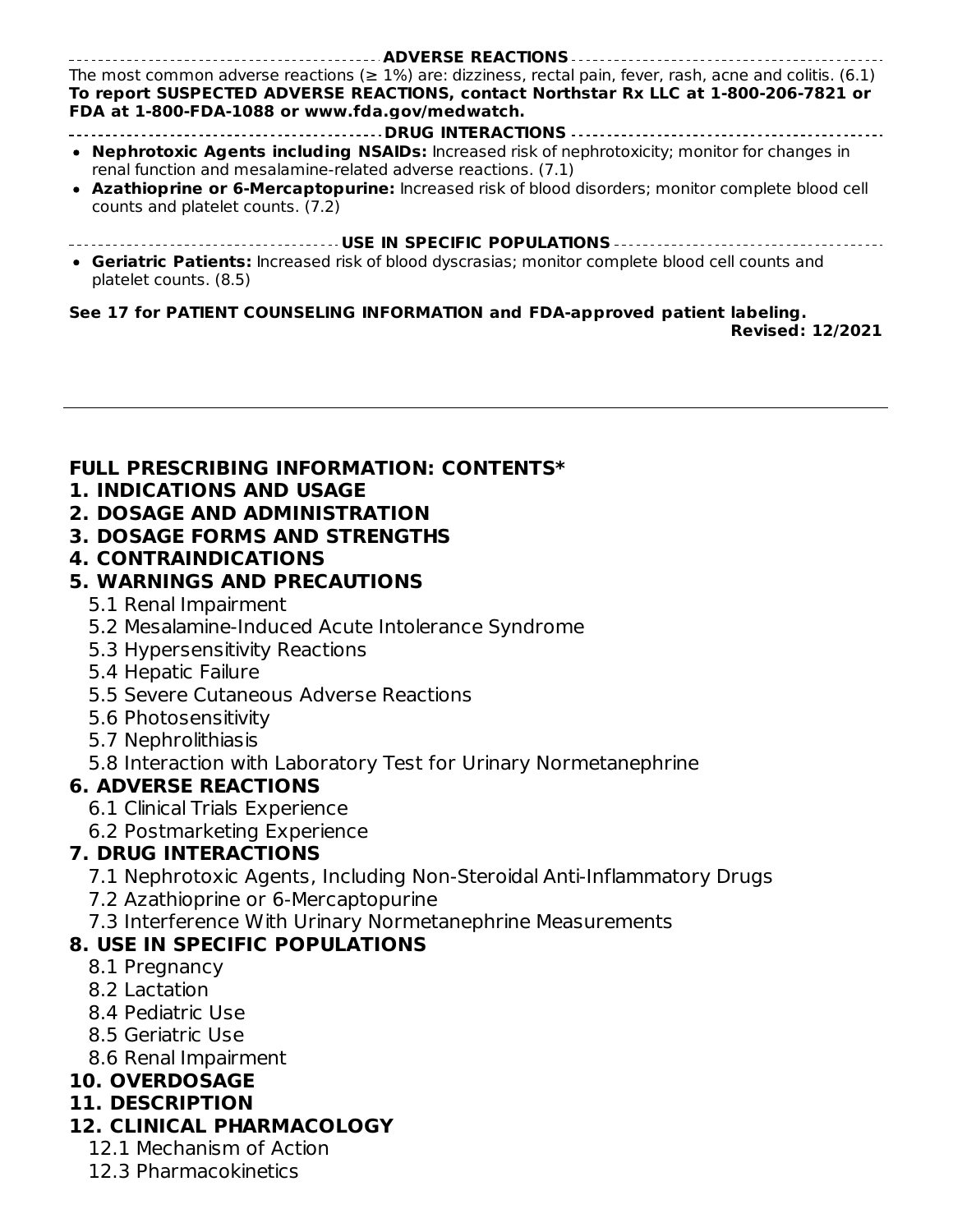## ADVERSE REACTIONS

The most common adverse reactions (≥ 1%) are: dizziness, rectal pain, fever, rash, acne and colitis. (6.1)

**To report SUSPECTED ADVERSE REACTIONS, contact Northstar Rx LLC at 1-800-206-7821 or FDA at 1-800-FDA-1088 or www.fda.gov/medwatch.**

## DRUG INTERACTIONS

- **Nephrotoxic Agents including NSAIDs:** Increased risk of nephrotoxicity; monitor for changes in renal function and mesalamine-related adverse reactions. (7.1)
- **Azathioprine or 6-Mercaptopurine:** Increased risk of blood disorders; monitor complete blood cell counts and platelet counts. (7.2)

## USE IN SPECIFIC POPULATIONS

- **Geriatric Patients:** Increased risk of blood dyscrasias; monitor complete blood cell counts and platelet counts. (8.5)

**See 17 for PATIENT COUNSELING INFORMATION and FDA-approved patient labeling.**

**Revised: 12/2021**

---

## FULL PRESCRIBING INFORMATION: CONTENTS*

**1. INDICATIONS AND USAGE**

**2. DOSAGE AND ADMINISTRATION**

**3. DOSAGE FORMS AND STRENGTHS**

**4. CONTRAINDICATIONS**

**5. WARNINGS AND PRECAUTIONS**

- 5.1 Renal Impairment
- 5.2 Mesalamine-Induced Acute Intolerance Syndrome
- 5.3 Hypersensitivity Reactions
- 5.4 Hepatic Failure
- 5.5 Severe Cutaneous Adverse Reactions
- 5.6 Photosensitivity
- 5.7 Nephrolithiasis
- 5.8 Interaction with Laboratory Test for Urinary Normetanephrine

**6. ADVERSE REACTIONS**

- 6.1 Clinical Trials Experience
- 6.2 Postmarketing Experience

**7. DRUG INTERACTIONS**

- 7.1 Nephrotoxic Agents, Including Non-Steroidal Anti-Inflammatory Drugs
- 7.2 Azathioprine or 6-Mercaptopurine
- 7.3 Interference With Urinary Normetanephrine Measurements

**8. USE IN SPECIFIC POPULATIONS**

- 8.1 Pregnancy
- 8.2 Lactation
- 8.4 Pediatric Use
- 8.5 Geriatric Use
- 8.6 Renal Impairment

**10. OVERDOSAGE**

**11. DESCRIPTION**

**12. CLINICAL PHARMACOLOGY**

- 12.1 Mechanism of Action
- 12.3 Pharmacokinetics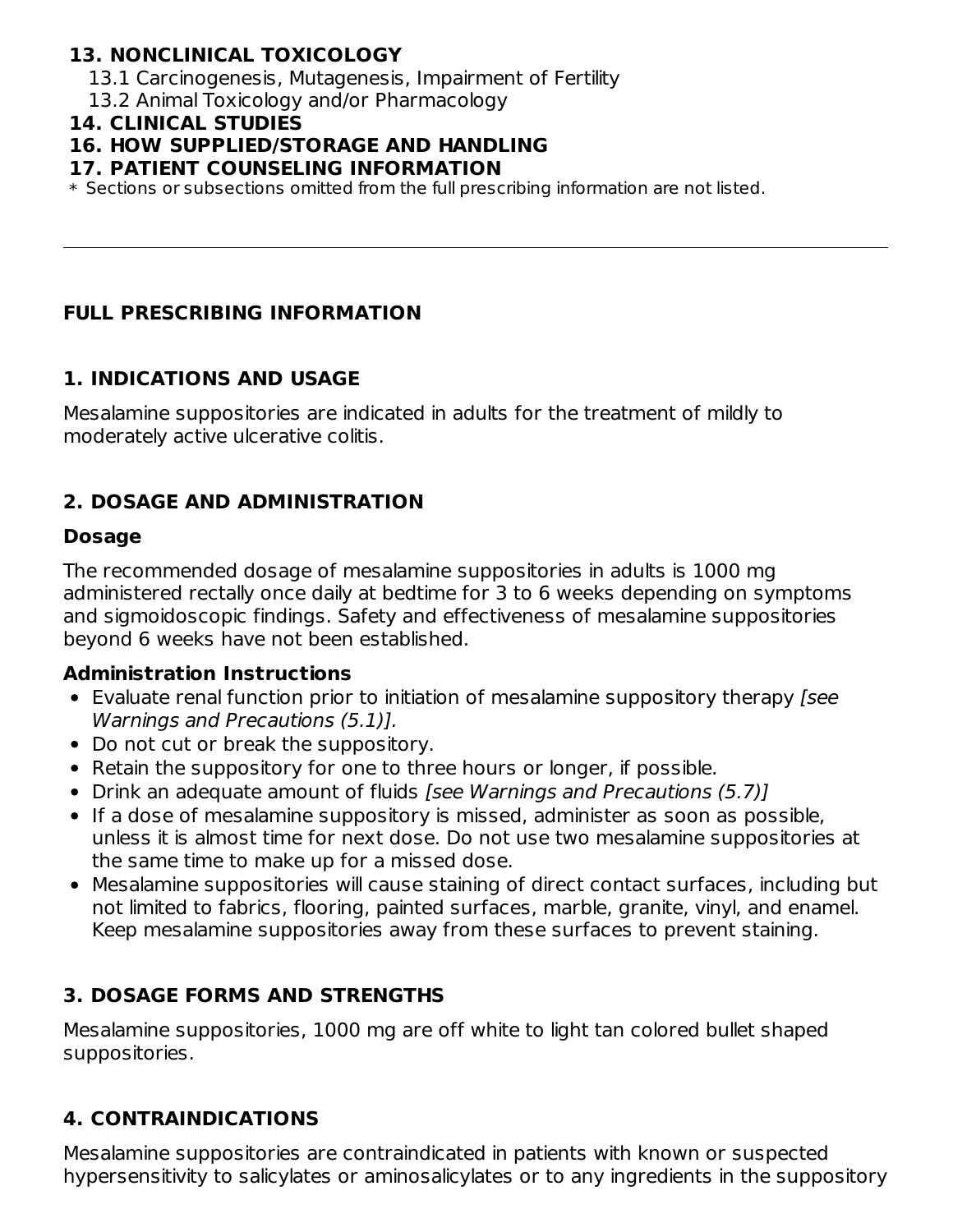**13. NONCLINICAL TOXICOLOGY**

13.1 Carcinogenesis, Mutagenesis, Impairment of Fertility

13.2 Animal Toxicology and/or Pharmacology

**14. CLINICAL STUDIES**

**16. HOW SUPPLIED/STORAGE AND HANDLING**

**17. PATIENT COUNSELING INFORMATION**

* Sections or subsections omitted from the full prescribing information are not listed.

---

## FULL PRESCRIBING INFORMATION

## 1. INDICATIONS AND USAGE

Mesalamine suppositories are indicated in adults for the treatment of mildly to moderately active ulcerative colitis.

## 2. DOSAGE AND ADMINISTRATION

### Dosage

The recommended dosage of mesalamine suppositories in adults is 1000 mg administered rectally once daily at bedtime for 3 to 6 weeks depending on symptoms and sigmoidoscopic findings. Safety and effectiveness of mesalamine suppositories beyond 6 weeks have not been established.

### Administration Instructions

- Evaluate renal function prior to initiation of mesalamine suppository therapy *[see Warnings and Precautions (5.1)].*
- Do not cut or break the suppository.
- Retain the suppository for one to three hours or longer, if possible.
- Drink an adequate amount of fluids *[see Warnings and Precautions (5.7)]*
- If a dose of mesalamine suppository is missed, administer as soon as possible, unless it is almost time for next dose. Do not use two mesalamine suppositories at the same time to make up for a missed dose.
- Mesalamine suppositories will cause staining of direct contact surfaces, including but not limited to fabrics, flooring, painted surfaces, marble, granite, vinyl, and enamel. Keep mesalamine suppositories away from these surfaces to prevent staining.

## 3. DOSAGE FORMS AND STRENGTHS

Mesalamine suppositories, 1000 mg are off white to light tan colored bullet shaped suppositories.

## 4. CONTRAINDICATIONS

Mesalamine suppositories are contraindicated in patients with known or suspected hypersensitivity to salicylates or aminosalicylates or to any ingredients in the suppository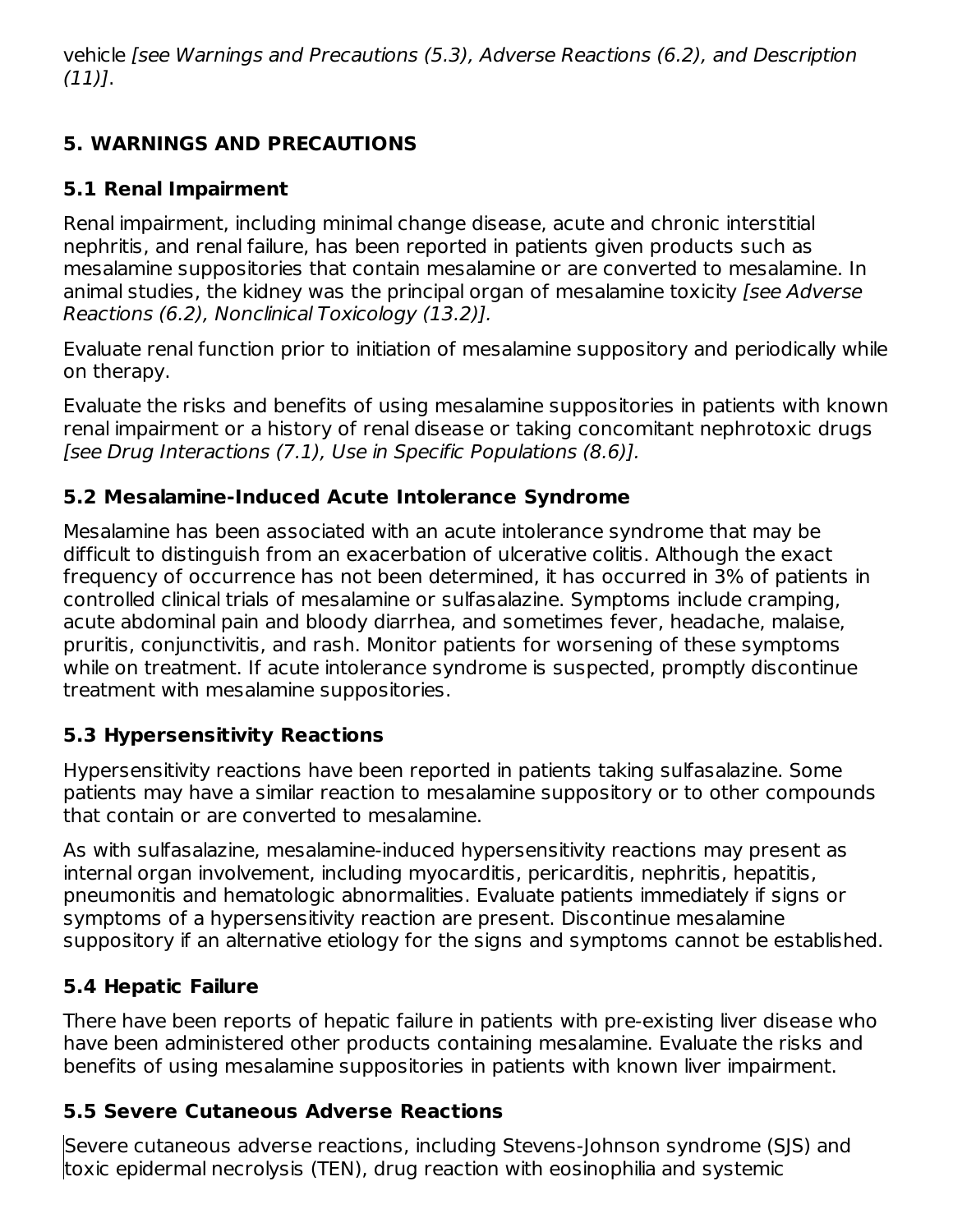vehicle *[see Warnings and Precautions (5.3), Adverse Reactions (6.2), and Description (11)]*.

## 5. WARNINGS AND PRECAUTIONS

### 5.1 Renal Impairment

Renal impairment, including minimal change disease, acute and chronic interstitial nephritis, and renal failure, has been reported in patients given products such as mesalamine suppositories that contain mesalamine or are converted to mesalamine. In animal studies, the kidney was the principal organ of mesalamine toxicity *[see Adverse Reactions (6.2), Nonclinical Toxicology (13.2)].*

Evaluate renal function prior to initiation of mesalamine suppository and periodically while on therapy.

Evaluate the risks and benefits of using mesalamine suppositories in patients with known renal impairment or a history of renal disease or taking concomitant nephrotoxic drugs *[see Drug Interactions (7.1), Use in Specific Populations (8.6)].*

### 5.2 Mesalamine-Induced Acute Intolerance Syndrome

Mesalamine has been associated with an acute intolerance syndrome that may be difficult to distinguish from an exacerbation of ulcerative colitis. Although the exact frequency of occurrence has not been determined, it has occurred in 3% of patients in controlled clinical trials of mesalamine or sulfasalazine. Symptoms include cramping, acute abdominal pain and bloody diarrhea, and sometimes fever, headache, malaise, pruritis, conjunctivitis, and rash. Monitor patients for worsening of these symptoms while on treatment. If acute intolerance syndrome is suspected, promptly discontinue treatment with mesalamine suppositories.

### 5.3 Hypersensitivity Reactions

Hypersensitivity reactions have been reported in patients taking sulfasalazine. Some patients may have a similar reaction to mesalamine suppository or to other compounds that contain or are converted to mesalamine.

As with sulfasalazine, mesalamine-induced hypersensitivity reactions may present as internal organ involvement, including myocarditis, pericarditis, nephritis, hepatitis, pneumonitis and hematologic abnormalities. Evaluate patients immediately if signs or symptoms of a hypersensitivity reaction are present. Discontinue mesalamine suppository if an alternative etiology for the signs and symptoms cannot be established.

### 5.4 Hepatic Failure

There have been reports of hepatic failure in patients with pre-existing liver disease who have been administered other products containing mesalamine. Evaluate the risks and benefits of using mesalamine suppositories in patients with known liver impairment.

### 5.5 Severe Cutaneous Adverse Reactions

Severe cutaneous adverse reactions, including Stevens-Johnson syndrome (SJS) and toxic epidermal necrolysis (TEN), drug reaction with eosinophilia and systemic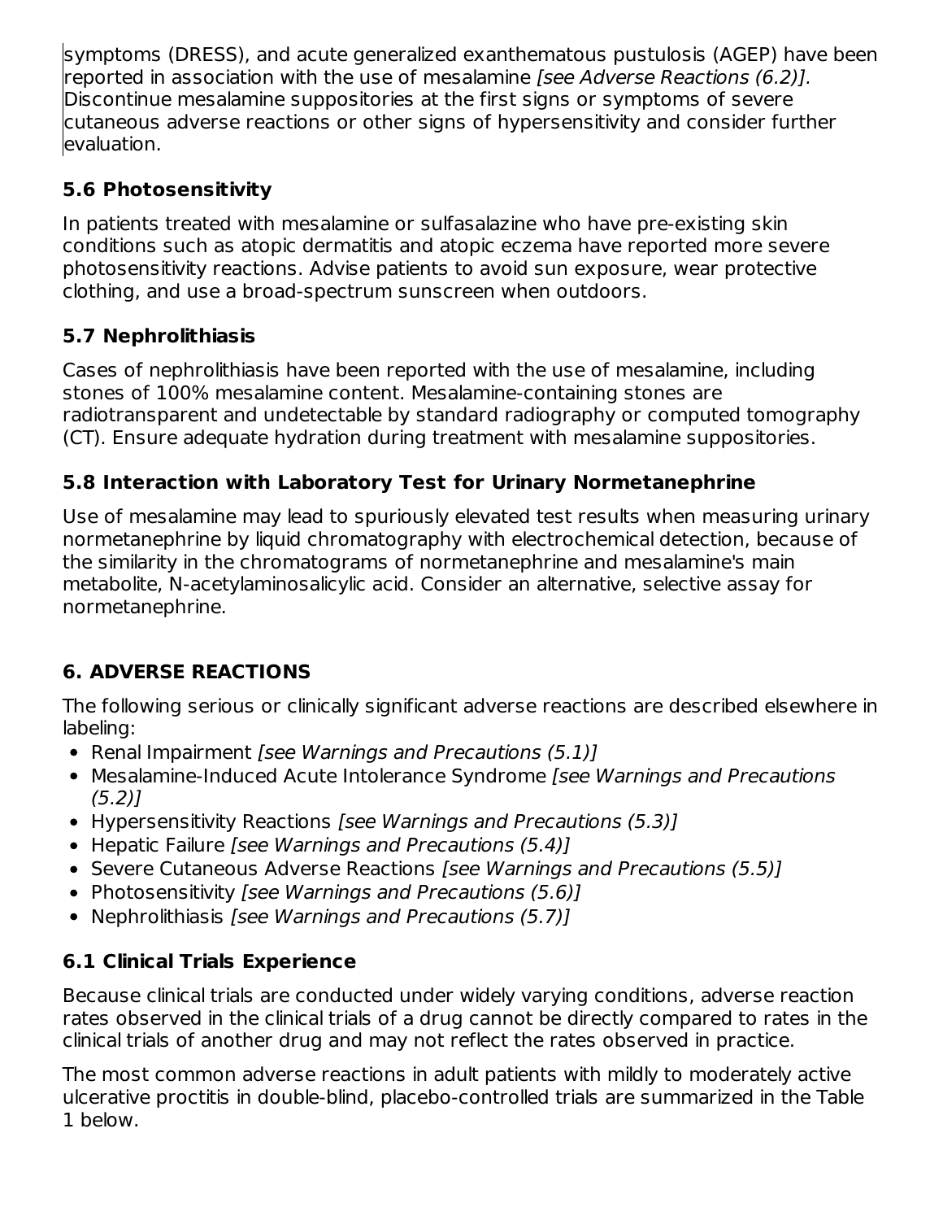symptoms (DRESS), and acute generalized exanthematous pustulosis (AGEP) have been reported in association with the use of mesalamine *[see Adverse Reactions (6.2)].* Discontinue mesalamine suppositories at the first signs or symptoms of severe cutaneous adverse reactions or other signs of hypersensitivity and consider further evaluation.

### 5.6 Photosensitivity

In patients treated with mesalamine or sulfasalazine who have pre-existing skin conditions such as atopic dermatitis and atopic eczema have reported more severe photosensitivity reactions. Advise patients to avoid sun exposure, wear protective clothing, and use a broad-spectrum sunscreen when outdoors.

### 5.7 Nephrolithiasis

Cases of nephrolithiasis have been reported with the use of mesalamine, including stones of 100% mesalamine content. Mesalamine-containing stones are radiotransparent and undetectable by standard radiography or computed tomography (CT). Ensure adequate hydration during treatment with mesalamine suppositories.

### 5.8 Interaction with Laboratory Test for Urinary Normetanephrine

Use of mesalamine may lead to spuriously elevated test results when measuring urinary normetanephrine by liquid chromatography with electrochemical detection, because of the similarity in the chromatograms of normetanephrine and mesalamine's main metabolite, N-acetylaminosalicylic acid. Consider an alternative, selective assay for normetanephrine.

## 6. ADVERSE REACTIONS

The following serious or clinically significant adverse reactions are described elsewhere in labeling:

- Renal Impairment *[see Warnings and Precautions (5.1)]*
- Mesalamine-Induced Acute Intolerance Syndrome *[see Warnings and Precautions (5.2)]*
- Hypersensitivity Reactions *[see Warnings and Precautions (5.3)]*
- Hepatic Failure *[see Warnings and Precautions (5.4)]*
- Severe Cutaneous Adverse Reactions *[see Warnings and Precautions (5.5)]*
- Photosensitivity *[see Warnings and Precautions (5.6)]*
- Nephrolithiasis *[see Warnings and Precautions (5.7)]*

### 6.1 Clinical Trials Experience

Because clinical trials are conducted under widely varying conditions, adverse reaction rates observed in the clinical trials of a drug cannot be directly compared to rates in the clinical trials of another drug and may not reflect the rates observed in practice.

The most common adverse reactions in adult patients with mildly to moderately active ulcerative proctitis in double-blind, placebo-controlled trials are summarized in the Table 1 below.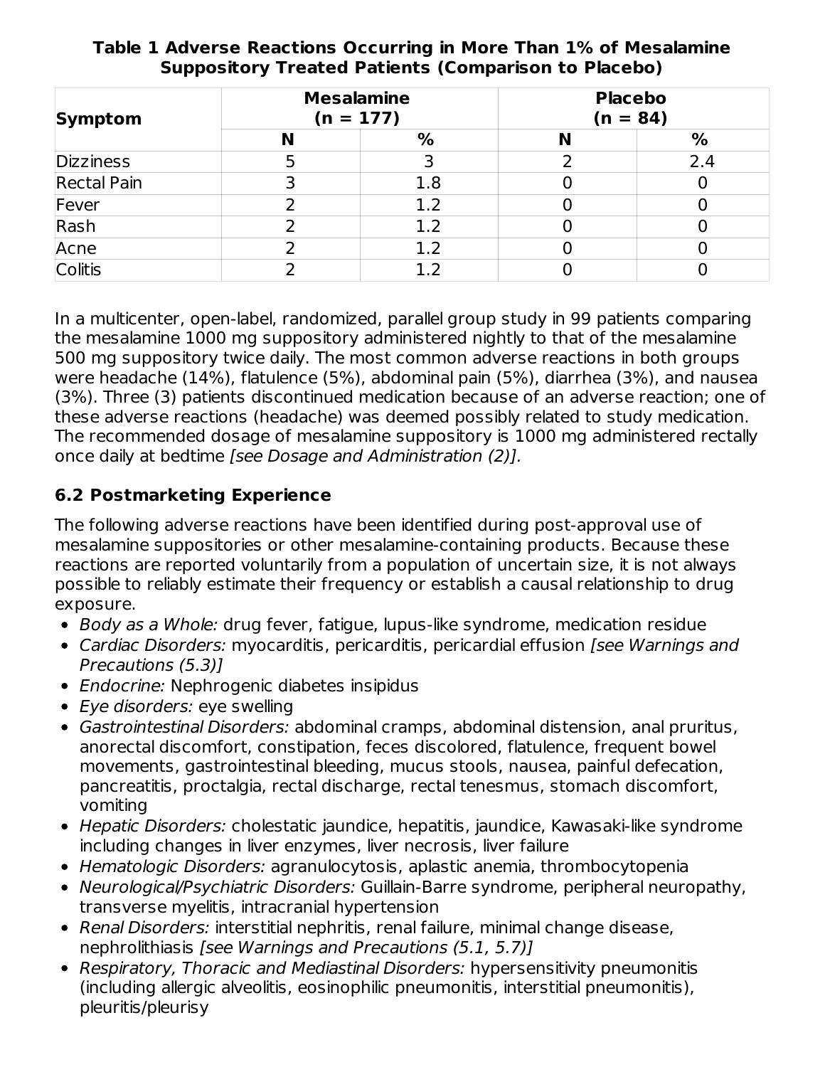**Table 1 Adverse Reactions Occurring in More Than 1% of Mesalamine Suppository Treated Patients (Comparison to Placebo)**

| Symptom | Mesalamine (n = 177) | | Placebo (n = 84) | |
|---|---|---|---|---|
| | N | % | N | % |
| Dizziness | 5 | 3 | 2 | 2.4 |
| Rectal Pain | 3 | 1.8 | 0 | 0 |
| Fever | 2 | 1.2 | 0 | 0 |
| Rash | 2 | 1.2 | 0 | 0 |
| Acne | 2 | 1.2 | 0 | 0 |
| Colitis | 2 | 1.2 | 0 | 0 |

In a multicenter, open-label, randomized, parallel group study in 99 patients comparing the mesalamine 1000 mg suppository administered nightly to that of the mesalamine 500 mg suppository twice daily. The most common adverse reactions in both groups were headache (14%), flatulence (5%), abdominal pain (5%), diarrhea (3%), and nausea (3%). Three (3) patients discontinued medication because of an adverse reaction; one of these adverse reactions (headache) was deemed possibly related to study medication. The recommended dosage of mesalamine suppository is 1000 mg administered rectally once daily at bedtime *[see Dosage and Administration (2)].*

### 6.2 Postmarketing Experience

The following adverse reactions have been identified during post-approval use of mesalamine suppositories or other mesalamine-containing products. Because these reactions are reported voluntarily from a population of uncertain size, it is not always possible to reliably estimate their frequency or establish a causal relationship to drug exposure.

- *Body as a Whole:* drug fever, fatigue, lupus-like syndrome, medication residue
- *Cardiac Disorders:* myocarditis, pericarditis, pericardial effusion *[see Warnings and Precautions (5.3)]*
- *Endocrine:* Nephrogenic diabetes insipidus
- *Eye disorders:* eye swelling
- *Gastrointestinal Disorders:* abdominal cramps, abdominal distension, anal pruritus, anorectal discomfort, constipation, feces discolored, flatulence, frequent bowel movements, gastrointestinal bleeding, mucus stools, nausea, painful defecation, pancreatitis, proctalgia, rectal discharge, rectal tenesmus, stomach discomfort, vomiting
- *Hepatic Disorders:* cholestatic jaundice, hepatitis, jaundice, Kawasaki-like syndrome including changes in liver enzymes, liver necrosis, liver failure
- *Hematologic Disorders:* agranulocytosis, aplastic anemia, thrombocytopenia
- *Neurological/Psychiatric Disorders:* Guillain-Barre syndrome, peripheral neuropathy, transverse myelitis, intracranial hypertension
- *Renal Disorders:* interstitial nephritis, renal failure, minimal change disease, nephrolithiasis *[see Warnings and Precautions (5.1, 5.7)]*
- *Respiratory, Thoracic and Mediastinal Disorders:* hypersensitivity pneumonitis (including allergic alveolitis, eosinophilic pneumonitis, interstitial pneumonitis), pleuritis/pleurisy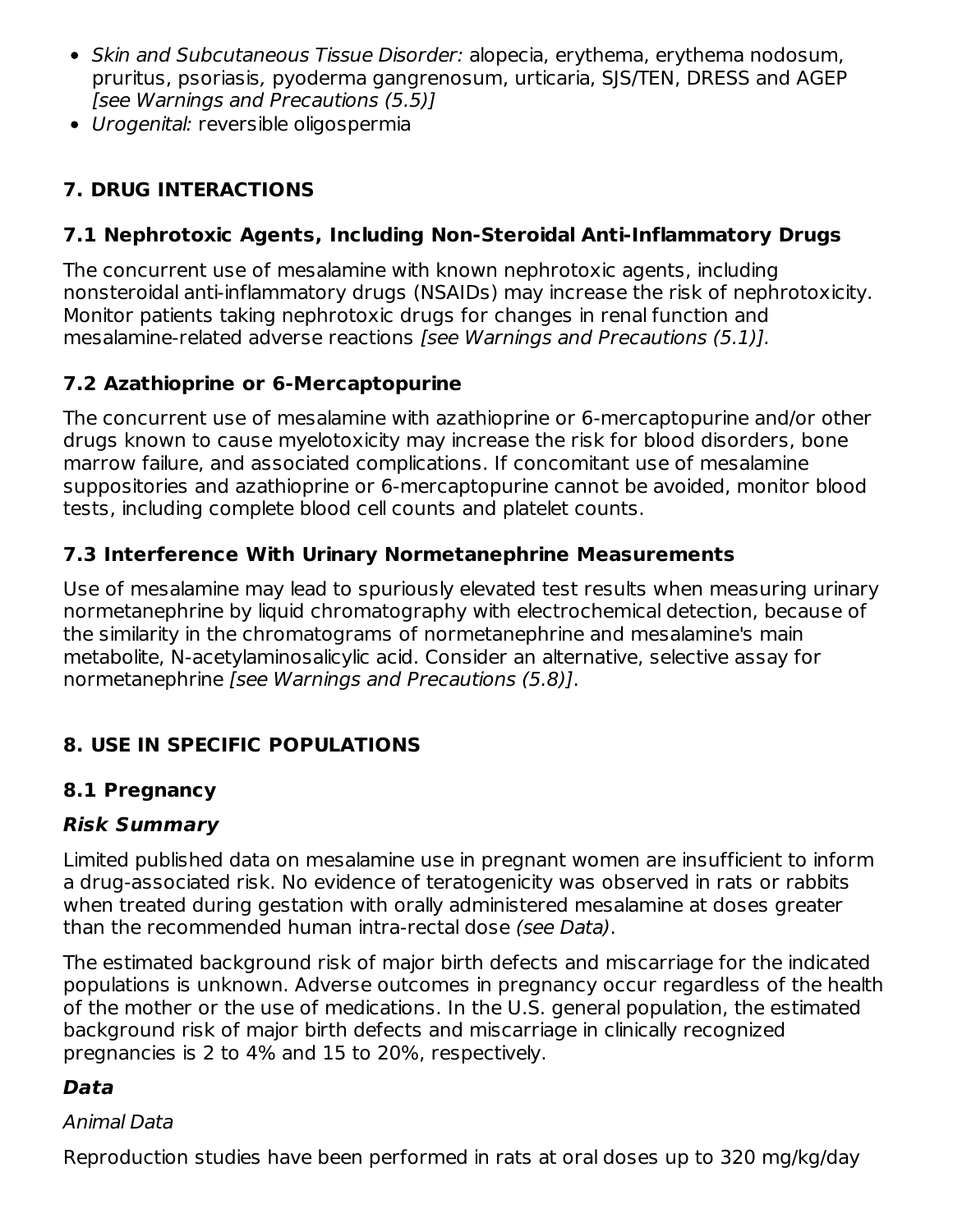- *Skin and Subcutaneous Tissue Disorder:* alopecia, erythema, erythema nodosum, pruritus, psoriasis, pyoderma gangrenosum, urticaria, SJS/TEN, DRESS and AGEP *[see Warnings and Precautions (5.5)]*
- *Urogenital:* reversible oligospermia

## 7. DRUG INTERACTIONS

### 7.1 Nephrotoxic Agents, Including Non-Steroidal Anti-Inflammatory Drugs

The concurrent use of mesalamine with known nephrotoxic agents, including nonsteroidal anti-inflammatory drugs (NSAIDs) may increase the risk of nephrotoxicity. Monitor patients taking nephrotoxic drugs for changes in renal function and mesalamine-related adverse reactions *[see Warnings and Precautions (5.1)].*

### 7.2 Azathioprine or 6-Mercaptopurine

The concurrent use of mesalamine with azathioprine or 6-mercaptopurine and/or other drugs known to cause myelotoxicity may increase the risk for blood disorders, bone marrow failure, and associated complications. If concomitant use of mesalamine suppositories and azathioprine or 6-mercaptopurine cannot be avoided, monitor blood tests, including complete blood cell counts and platelet counts.

### 7.3 Interference With Urinary Normetanephrine Measurements

Use of mesalamine may lead to spuriously elevated test results when measuring urinary normetanephrine by liquid chromatography with electrochemical detection, because of the similarity in the chromatograms of normetanephrine and mesalamine's main metabolite, N-acetylaminosalicylic acid. Consider an alternative, selective assay for normetanephrine *[see Warnings and Precautions (5.8)]*.

## 8. USE IN SPECIFIC POPULATIONS

### 8.1 Pregnancy

#### *Risk Summary*

Limited published data on mesalamine use in pregnant women are insufficient to inform a drug-associated risk. No evidence of teratogenicity was observed in rats or rabbits when treated during gestation with orally administered mesalamine at doses greater than the recommended human intra-rectal dose *(see Data)*.

The estimated background risk of major birth defects and miscarriage for the indicated populations is unknown. Adverse outcomes in pregnancy occur regardless of the health of the mother or the use of medications. In the U.S. general population, the estimated background risk of major birth defects and miscarriage in clinically recognized pregnancies is 2 to 4% and 15 to 20%, respectively.

#### *Data*

*Animal Data*

Reproduction studies have been performed in rats at oral doses up to 320 mg/kg/day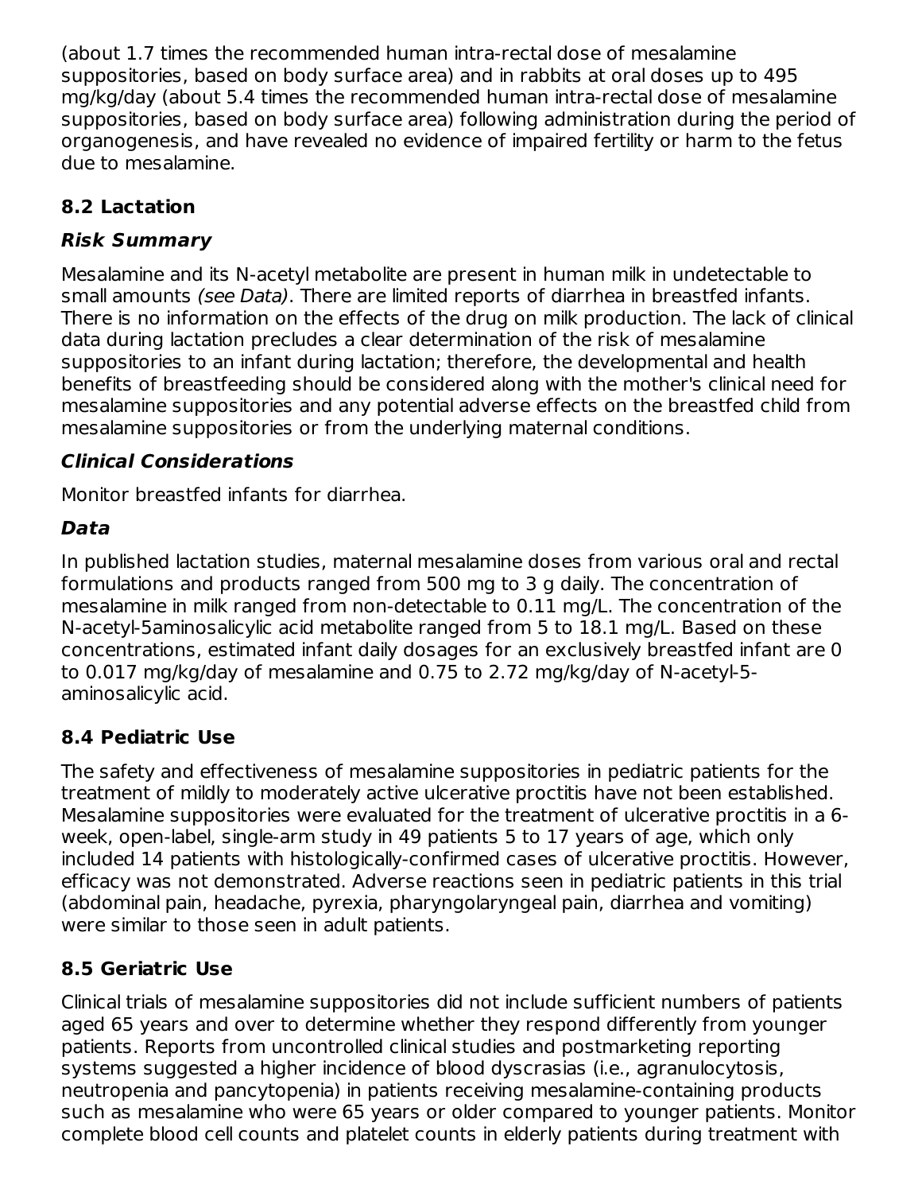(about 1.7 times the recommended human intra-rectal dose of mesalamine suppositories, based on body surface area) and in rabbits at oral doses up to 495 mg/kg/day (about 5.4 times the recommended human intra-rectal dose of mesalamine suppositories, based on body surface area) following administration during the period of organogenesis, and have revealed no evidence of impaired fertility or harm to the fetus due to mesalamine.

## 8.2 Lactation

### *Risk Summary*

Mesalamine and its N-acetyl metabolite are present in human milk in undetectable to small amounts *(see Data)*. There are limited reports of diarrhea in breastfed infants. There is no information on the effects of the drug on milk production. The lack of clinical data during lactation precludes a clear determination of the risk of mesalamine suppositories to an infant during lactation; therefore, the developmental and health benefits of breastfeeding should be considered along with the mother's clinical need for mesalamine suppositories and any potential adverse effects on the breastfed child from mesalamine suppositories or from the underlying maternal conditions.

### *Clinical Considerations*

Monitor breastfed infants for diarrhea.

### *Data*

In published lactation studies, maternal mesalamine doses from various oral and rectal formulations and products ranged from 500 mg to 3 g daily. The concentration of mesalamine in milk ranged from non-detectable to 0.11 mg/L. The concentration of the N-acetyl-5aminosalicylic acid metabolite ranged from 5 to 18.1 mg/L. Based on these concentrations, estimated infant daily dosages for an exclusively breastfed infant are 0 to 0.017 mg/kg/day of mesalamine and 0.75 to 2.72 mg/kg/day of N-acetyl-5-aminosalicylic acid.

## 8.4 Pediatric Use

The safety and effectiveness of mesalamine suppositories in pediatric patients for the treatment of mildly to moderately active ulcerative proctitis have not been established. Mesalamine suppositories were evaluated for the treatment of ulcerative proctitis in a 6-week, open-label, single-arm study in 49 patients 5 to 17 years of age, which only included 14 patients with histologically-confirmed cases of ulcerative proctitis. However, efficacy was not demonstrated. Adverse reactions seen in pediatric patients in this trial (abdominal pain, headache, pyrexia, pharyngolaryngeal pain, diarrhea and vomiting) were similar to those seen in adult patients.

## 8.5 Geriatric Use

Clinical trials of mesalamine suppositories did not include sufficient numbers of patients aged 65 years and over to determine whether they respond differently from younger patients. Reports from uncontrolled clinical studies and postmarketing reporting systems suggested a higher incidence of blood dyscrasias (i.e., agranulocytosis, neutropenia and pancytopenia) in patients receiving mesalamine-containing products such as mesalamine who were 65 years or older compared to younger patients. Monitor complete blood cell counts and platelet counts in elderly patients during treatment with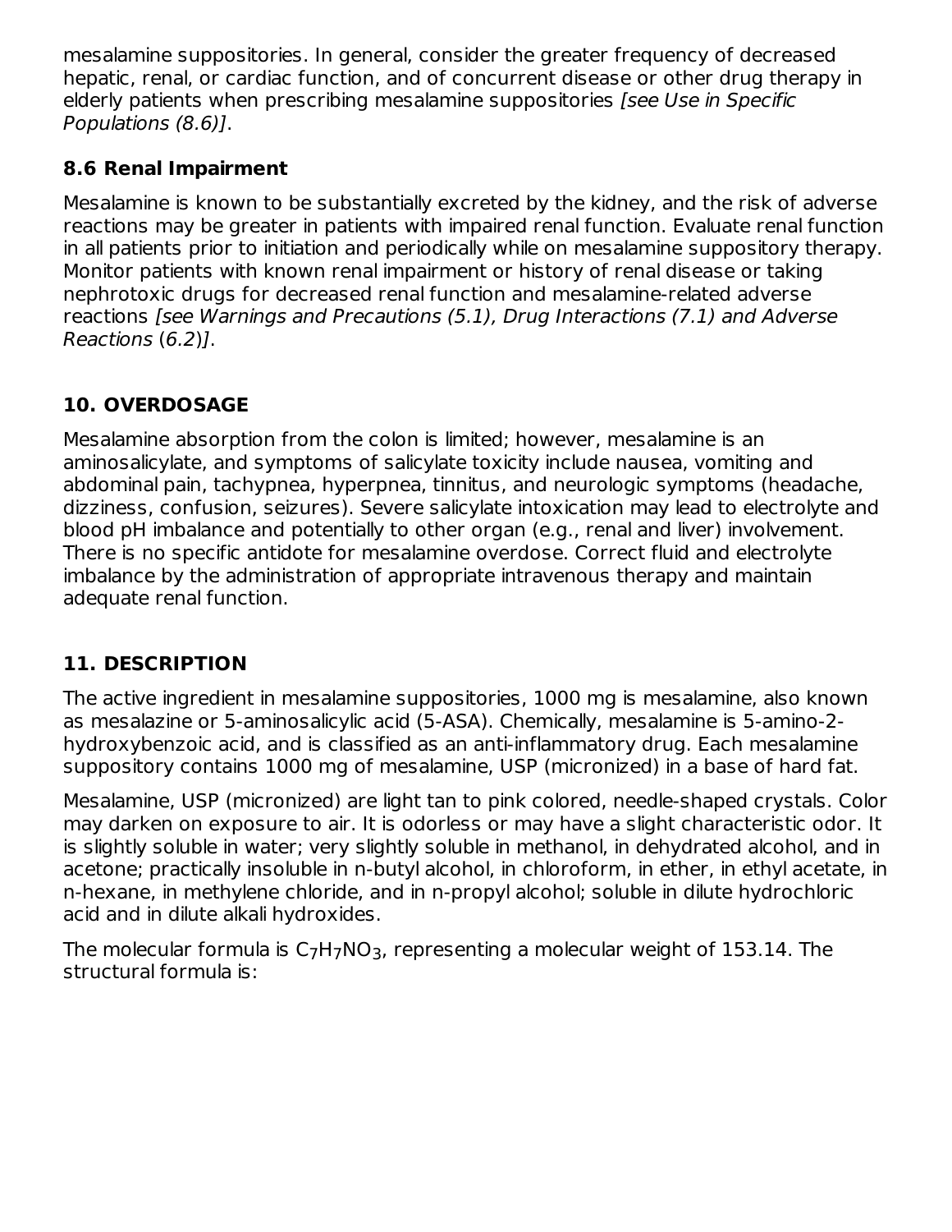mesalamine suppositories. In general, consider the greater frequency of decreased hepatic, renal, or cardiac function, and of concurrent disease or other drug therapy in elderly patients when prescribing mesalamine suppositories *[see Use in Specific Populations (8.6)]*.

### 8.6 Renal Impairment

Mesalamine is known to be substantially excreted by the kidney, and the risk of adverse reactions may be greater in patients with impaired renal function. Evaluate renal function in all patients prior to initiation and periodically while on mesalamine suppository therapy. Monitor patients with known renal impairment or history of renal disease or taking nephrotoxic drugs for decreased renal function and mesalamine-related adverse reactions *[see Warnings and Precautions (5.1), Drug Interactions (7.1) and Adverse Reactions (6.2)]*.

## 10. OVERDOSAGE

Mesalamine absorption from the colon is limited; however, mesalamine is an aminosalicylate, and symptoms of salicylate toxicity include nausea, vomiting and abdominal pain, tachypnea, hyperpnea, tinnitus, and neurologic symptoms (headache, dizziness, confusion, seizures). Severe salicylate intoxication may lead to electrolyte and blood pH imbalance and potentially to other organ (e.g., renal and liver) involvement. There is no specific antidote for mesalamine overdose. Correct fluid and electrolyte imbalance by the administration of appropriate intravenous therapy and maintain adequate renal function.

## 11. DESCRIPTION

The active ingredient in mesalamine suppositories, 1000 mg is mesalamine, also known as mesalazine or 5-aminosalicylic acid (5-ASA). Chemically, mesalamine is 5-amino-2-hydroxybenzoic acid, and is classified as an anti-inflammatory drug. Each mesalamine suppository contains 1000 mg of mesalamine, USP (micronized) in a base of hard fat.

Mesalamine, USP (micronized) are light tan to pink colored, needle-shaped crystals. Color may darken on exposure to air. It is odorless or may have a slight characteristic odor. It is slightly soluble in water; very slightly soluble in methanol, in dehydrated alcohol, and in acetone; practically insoluble in n-butyl alcohol, in chloroform, in ether, in ethyl acetate, in n-hexane, in methylene chloride, and in n-propyl alcohol; soluble in dilute hydrochloric acid and in dilute alkali hydroxides.

The molecular formula is $C_7H_7NO_3$, representing a molecular weight of 153.14. The structural formula is: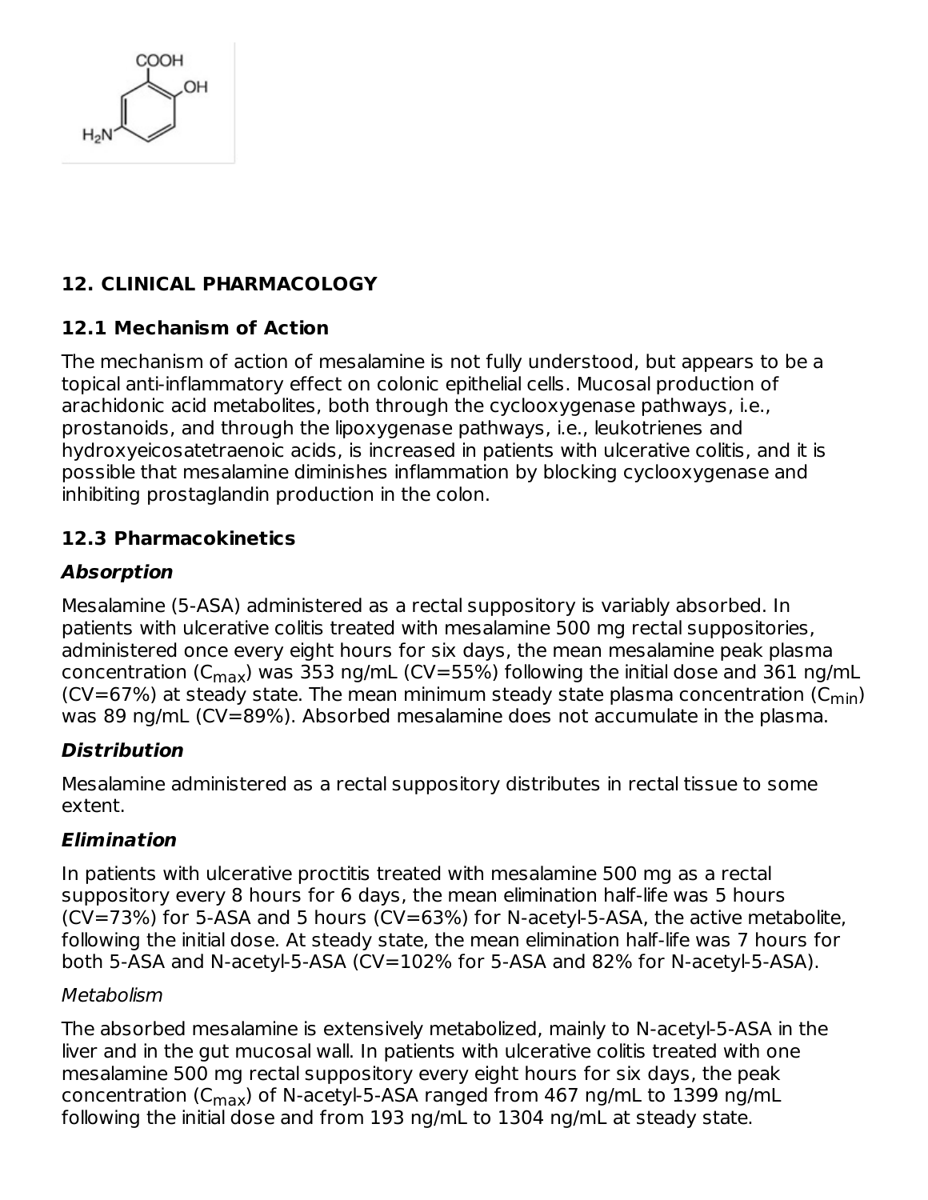## 12. CLINICAL PHARMACOLOGY

### 12.1 Mechanism of Action

The mechanism of action of mesalamine is not fully understood, but appears to be a topical anti-inflammatory effect on colonic epithelial cells. Mucosal production of arachidonic acid metabolites, both through the cyclooxygenase pathways, i.e., prostanoids, and through the lipoxygenase pathways, i.e., leukotrienes and hydroxyeicosatetraenoic acids, is increased in patients with ulcerative colitis, and it is possible that mesalamine diminishes inflammation by blocking cyclooxygenase and inhibiting prostaglandin production in the colon.

### 12.3 Pharmacokinetics

***Absorption***

Mesalamine (5-ASA) administered as a rectal suppository is variably absorbed. In patients with ulcerative colitis treated with mesalamine 500 mg rectal suppositories, administered once every eight hours for six days, the mean mesalamine peak plasma concentration ($C_{max}$) was 353 ng/mL (CV=55%) following the initial dose and 361 ng/mL (CV=67%) at steady state. The mean minimum steady state plasma concentration ($C_{min}$) was 89 ng/mL (CV=89%). Absorbed mesalamine does not accumulate in the plasma.

***Distribution***

Mesalamine administered as a rectal suppository distributes in rectal tissue to some extent.

***Elimination***

In patients with ulcerative proctitis treated with mesalamine 500 mg as a rectal suppository every 8 hours for 6 days, the mean elimination half-life was 5 hours (CV=73%) for 5-ASA and 5 hours (CV=63%) for N-acetyl-5-ASA, the active metabolite, following the initial dose. At steady state, the mean elimination half-life was 7 hours for both 5-ASA and N-acetyl-5-ASA (CV=102% for 5-ASA and 82% for N-acetyl-5-ASA).

*Metabolism*

The absorbed mesalamine is extensively metabolized, mainly to N-acetyl-5-ASA in the liver and in the gut mucosal wall. In patients with ulcerative colitis treated with one mesalamine 500 mg rectal suppository every eight hours for six days, the peak concentration ($C_{max}$) of N-acetyl-5-ASA ranged from 467 ng/mL to 1399 ng/mL following the initial dose and from 193 ng/mL to 1304 ng/mL at steady state.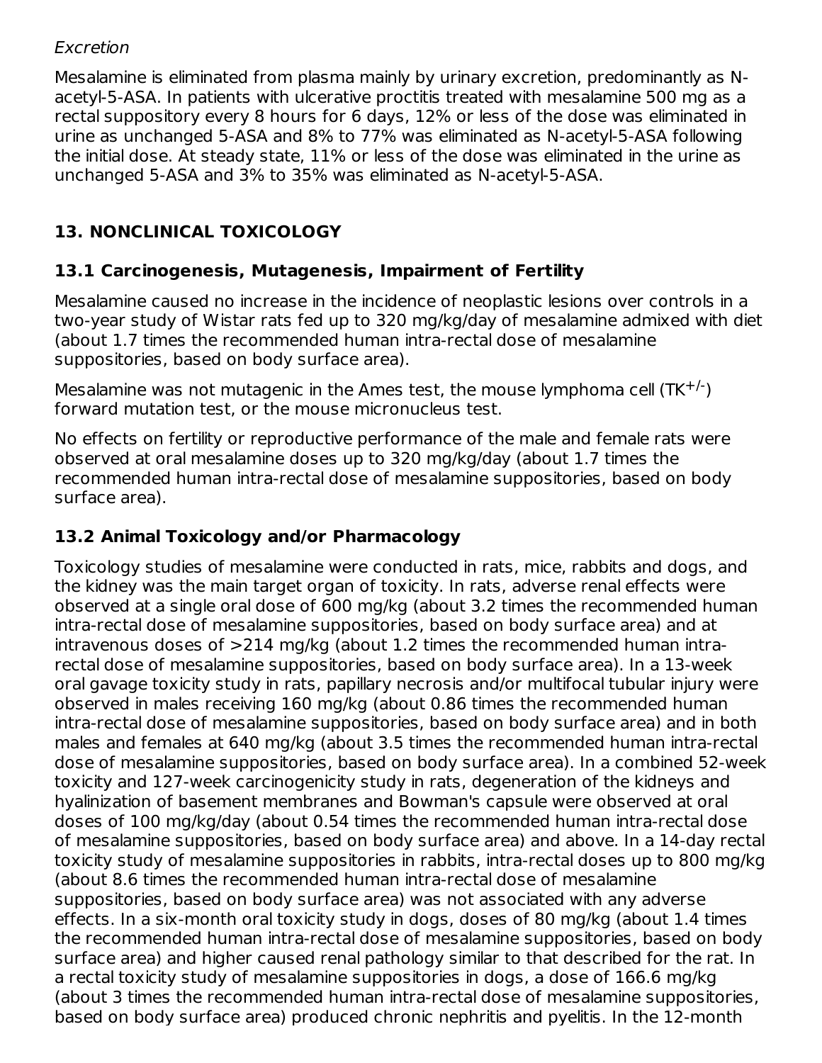*Excretion*

Mesalamine is eliminated from plasma mainly by urinary excretion, predominantly as N-acetyl-5-ASA. In patients with ulcerative proctitis treated with mesalamine 500 mg as a rectal suppository every 8 hours for 6 days, 12% or less of the dose was eliminated in urine as unchanged 5-ASA and 8% to 77% was eliminated as N-acetyl-5-ASA following the initial dose. At steady state, 11% or less of the dose was eliminated in the urine as unchanged 5-ASA and 3% to 35% was eliminated as N-acetyl-5-ASA.

## 13. NONCLINICAL TOXICOLOGY

### 13.1 Carcinogenesis, Mutagenesis, Impairment of Fertility

Mesalamine caused no increase in the incidence of neoplastic lesions over controls in a two-year study of Wistar rats fed up to 320 mg/kg/day of mesalamine admixed with diet (about 1.7 times the recommended human intra-rectal dose of mesalamine suppositories, based on body surface area).

Mesalamine was not mutagenic in the Ames test, the mouse lymphoma cell ($TK^{+/-}$) forward mutation test, or the mouse micronucleus test.

No effects on fertility or reproductive performance of the male and female rats were observed at oral mesalamine doses up to 320 mg/kg/day (about 1.7 times the recommended human intra-rectal dose of mesalamine suppositories, based on body surface area).

### 13.2 Animal Toxicology and/or Pharmacology

Toxicology studies of mesalamine were conducted in rats, mice, rabbits and dogs, and the kidney was the main target organ of toxicity. In rats, adverse renal effects were observed at a single oral dose of 600 mg/kg (about 3.2 times the recommended human intra-rectal dose of mesalamine suppositories, based on body surface area) and at intravenous doses of >214 mg/kg (about 1.2 times the recommended human intra-rectal dose of mesalamine suppositories, based on body surface area). In a 13-week oral gavage toxicity study in rats, papillary necrosis and/or multifocal tubular injury were observed in males receiving 160 mg/kg (about 0.86 times the recommended human intra-rectal dose of mesalamine suppositories, based on body surface area) and in both males and females at 640 mg/kg (about 3.5 times the recommended human intra-rectal dose of mesalamine suppositories, based on body surface area). In a combined 52-week toxicity and 127-week carcinogenicity study in rats, degeneration of the kidneys and hyalinization of basement membranes and Bowman's capsule were observed at oral doses of 100 mg/kg/day (about 0.54 times the recommended human intra-rectal dose of mesalamine suppositories, based on body surface area) and above. In a 14-day rectal toxicity study of mesalamine suppositories in rabbits, intra-rectal doses up to 800 mg/kg (about 8.6 times the recommended human intra-rectal dose of mesalamine suppositories, based on body surface area) was not associated with any adverse effects. In a six-month oral toxicity study in dogs, doses of 80 mg/kg (about 1.4 times the recommended human intra-rectal dose of mesalamine suppositories, based on body surface area) and higher caused renal pathology similar to that described for the rat. In a rectal toxicity study of mesalamine suppositories in dogs, a dose of 166.6 mg/kg (about 3 times the recommended human intra-rectal dose of mesalamine suppositories, based on body surface area) produced chronic nephritis and pyelitis. In the 12-month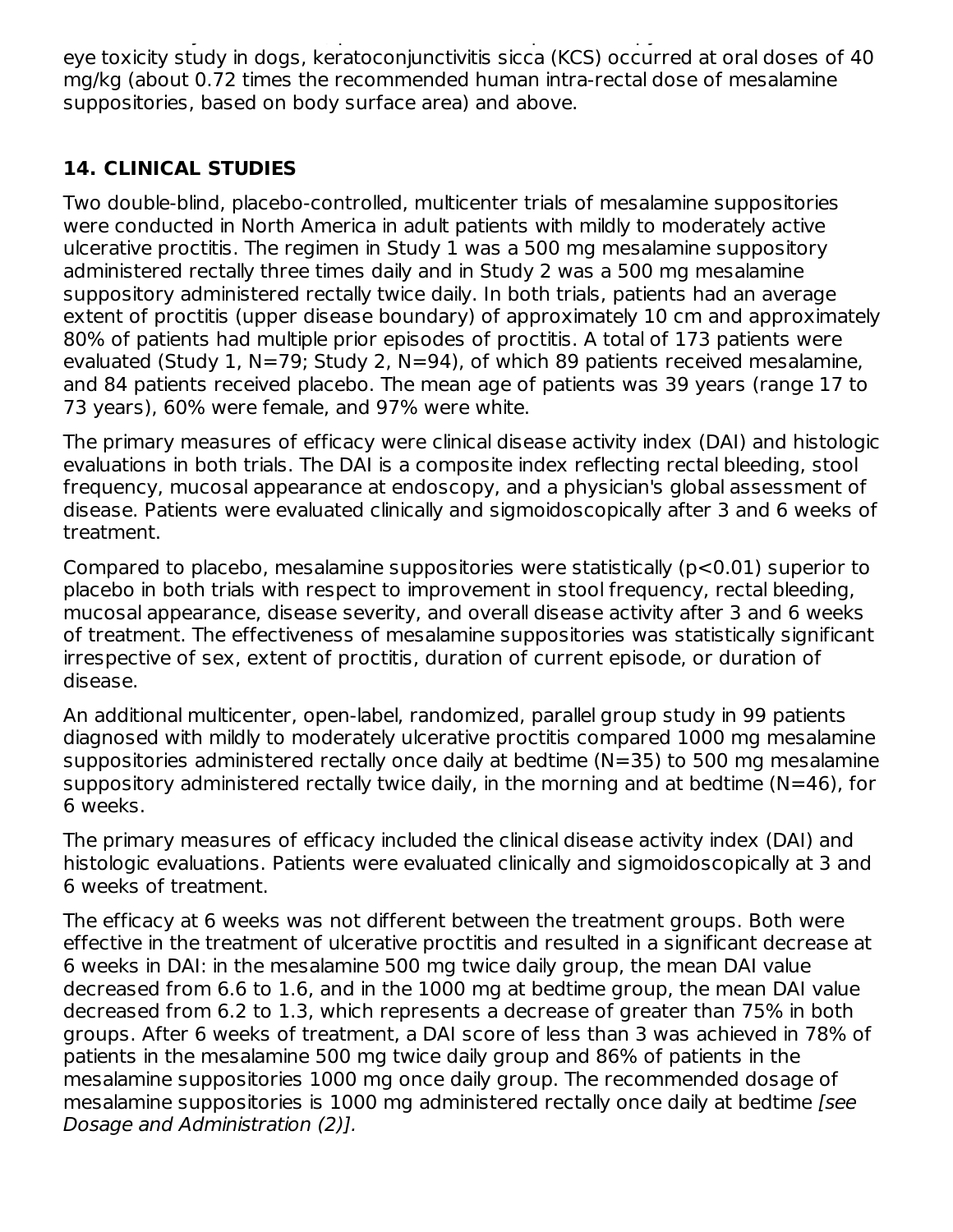eye toxicity study in dogs, keratoconjunctivitis sicca (KCS) occurred at oral doses of 40 mg/kg (about 0.72 times the recommended human intra-rectal dose of mesalamine suppositories, based on body surface area) and above.

## 14. CLINICAL STUDIES

Two double-blind, placebo-controlled, multicenter trials of mesalamine suppositories were conducted in North America in adult patients with mildly to moderately active ulcerative proctitis. The regimen in Study 1 was a 500 mg mesalamine suppository administered rectally three times daily and in Study 2 was a 500 mg mesalamine suppository administered rectally twice daily. In both trials, patients had an average extent of proctitis (upper disease boundary) of approximately 10 cm and approximately 80% of patients had multiple prior episodes of proctitis. A total of 173 patients were evaluated (Study 1, N=79; Study 2, N=94), of which 89 patients received mesalamine, and 84 patients received placebo. The mean age of patients was 39 years (range 17 to 73 years), 60% were female, and 97% were white.

The primary measures of efficacy were clinical disease activity index (DAI) and histologic evaluations in both trials. The DAI is a composite index reflecting rectal bleeding, stool frequency, mucosal appearance at endoscopy, and a physician's global assessment of disease. Patients were evaluated clinically and sigmoidoscopically after 3 and 6 weeks of treatment.

Compared to placebo, mesalamine suppositories were statistically ($p<0.01$) superior to placebo in both trials with respect to improvement in stool frequency, rectal bleeding, mucosal appearance, disease severity, and overall disease activity after 3 and 6 weeks of treatment. The effectiveness of mesalamine suppositories was statistically significant irrespective of sex, extent of proctitis, duration of current episode, or duration of disease.

An additional multicenter, open-label, randomized, parallel group study in 99 patients diagnosed with mildly to moderately ulcerative proctitis compared 1000 mg mesalamine suppositories administered rectally once daily at bedtime (N=35) to 500 mg mesalamine suppository administered rectally twice daily, in the morning and at bedtime (N=46), for 6 weeks.

The primary measures of efficacy included the clinical disease activity index (DAI) and histologic evaluations. Patients were evaluated clinically and sigmoidoscopically at 3 and 6 weeks of treatment.

The efficacy at 6 weeks was not different between the treatment groups. Both were effective in the treatment of ulcerative proctitis and resulted in a significant decrease at 6 weeks in DAI: in the mesalamine 500 mg twice daily group, the mean DAI value decreased from 6.6 to 1.6, and in the 1000 mg at bedtime group, the mean DAI value decreased from 6.2 to 1.3, which represents a decrease of greater than 75% in both groups. After 6 weeks of treatment, a DAI score of less than 3 was achieved in 78% of patients in the mesalamine 500 mg twice daily group and 86% of patients in the mesalamine suppositories 1000 mg once daily group. The recommended dosage of mesalamine suppositories is 1000 mg administered rectally once daily at bedtime *[see Dosage and Administration (2)].*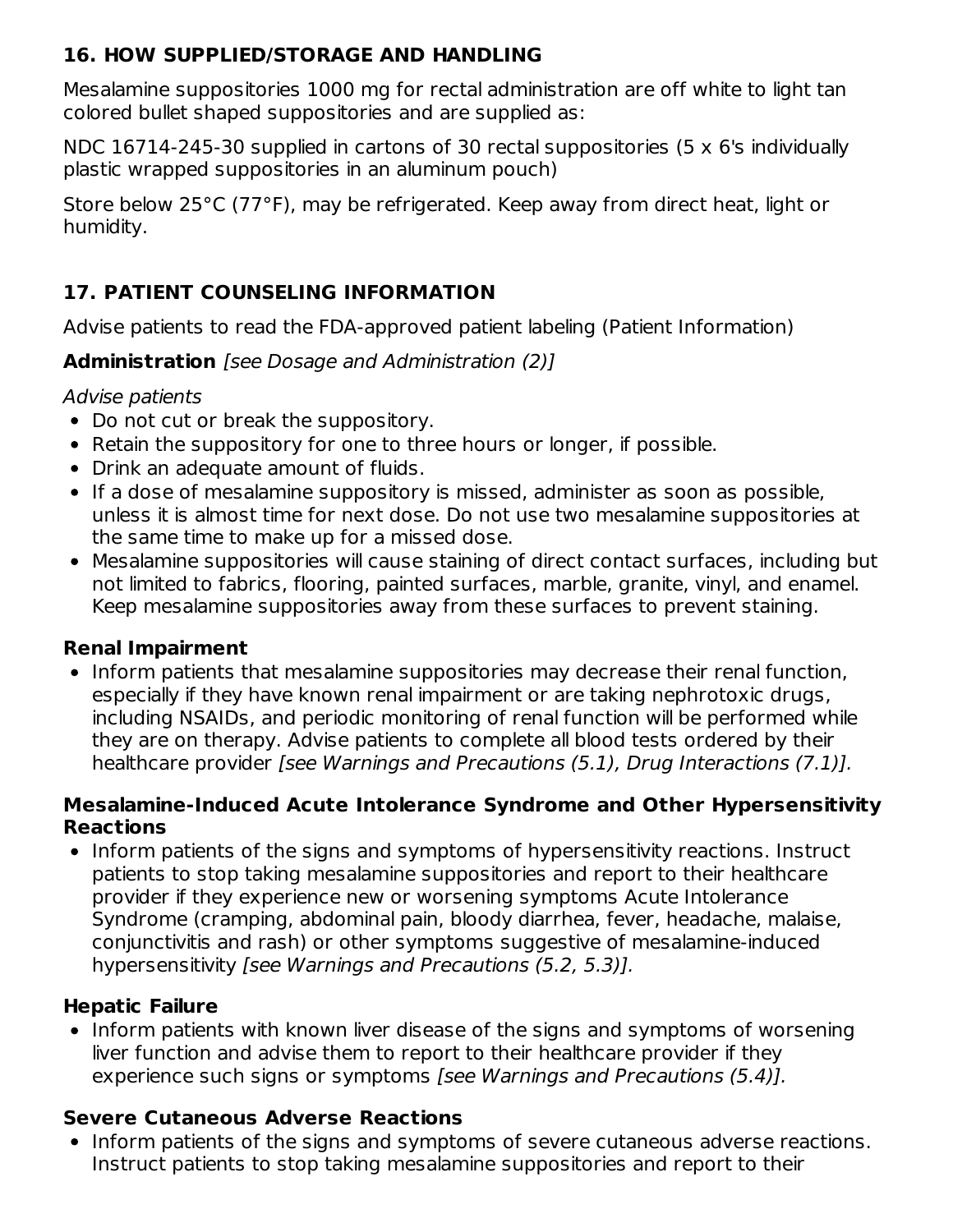## 16. HOW SUPPLIED/STORAGE AND HANDLING

Mesalamine suppositories 1000 mg for rectal administration are off white to light tan colored bullet shaped suppositories and are supplied as:

NDC 16714-245-30 supplied in cartons of 30 rectal suppositories (5 x 6's individually plastic wrapped suppositories in an aluminum pouch)

Store below 25°C (77°F), may be refrigerated. Keep away from direct heat, light or humidity.

## 17. PATIENT COUNSELING INFORMATION

Advise patients to read the FDA-approved patient labeling (Patient Information)

**Administration** *[see Dosage and Administration (2)]*

*Advise patients*

- Do not cut or break the suppository.
- Retain the suppository for one to three hours or longer, if possible.
- Drink an adequate amount of fluids.
- If a dose of mesalamine suppository is missed, administer as soon as possible, unless it is almost time for next dose. Do not use two mesalamine suppositories at the same time to make up for a missed dose.
- Mesalamine suppositories will cause staining of direct contact surfaces, including but not limited to fabrics, flooring, painted surfaces, marble, granite, vinyl, and enamel. Keep mesalamine suppositories away from these surfaces to prevent staining.

### Renal Impairment

- Inform patients that mesalamine suppositories may decrease their renal function, especially if they have known renal impairment or are taking nephrotoxic drugs, including NSAIDs, and periodic monitoring of renal function will be performed while they are on therapy. Advise patients to complete all blood tests ordered by their healthcare provider *[see Warnings and Precautions (5.1), Drug Interactions (7.1)].*

### Mesalamine-Induced Acute Intolerance Syndrome and Other Hypersensitivity Reactions

- Inform patients of the signs and symptoms of hypersensitivity reactions. Instruct patients to stop taking mesalamine suppositories and report to their healthcare provider if they experience new or worsening symptoms Acute Intolerance Syndrome (cramping, abdominal pain, bloody diarrhea, fever, headache, malaise, conjunctivitis and rash) or other symptoms suggestive of mesalamine-induced hypersensitivity *[see Warnings and Precautions (5.2, 5.3)].*

### Hepatic Failure

- Inform patients with known liver disease of the signs and symptoms of worsening liver function and advise them to report to their healthcare provider if they experience such signs or symptoms *[see Warnings and Precautions (5.4)].*

### Severe Cutaneous Adverse Reactions

- Inform patients of the signs and symptoms of severe cutaneous adverse reactions. Instruct patients to stop taking mesalamine suppositories and report to their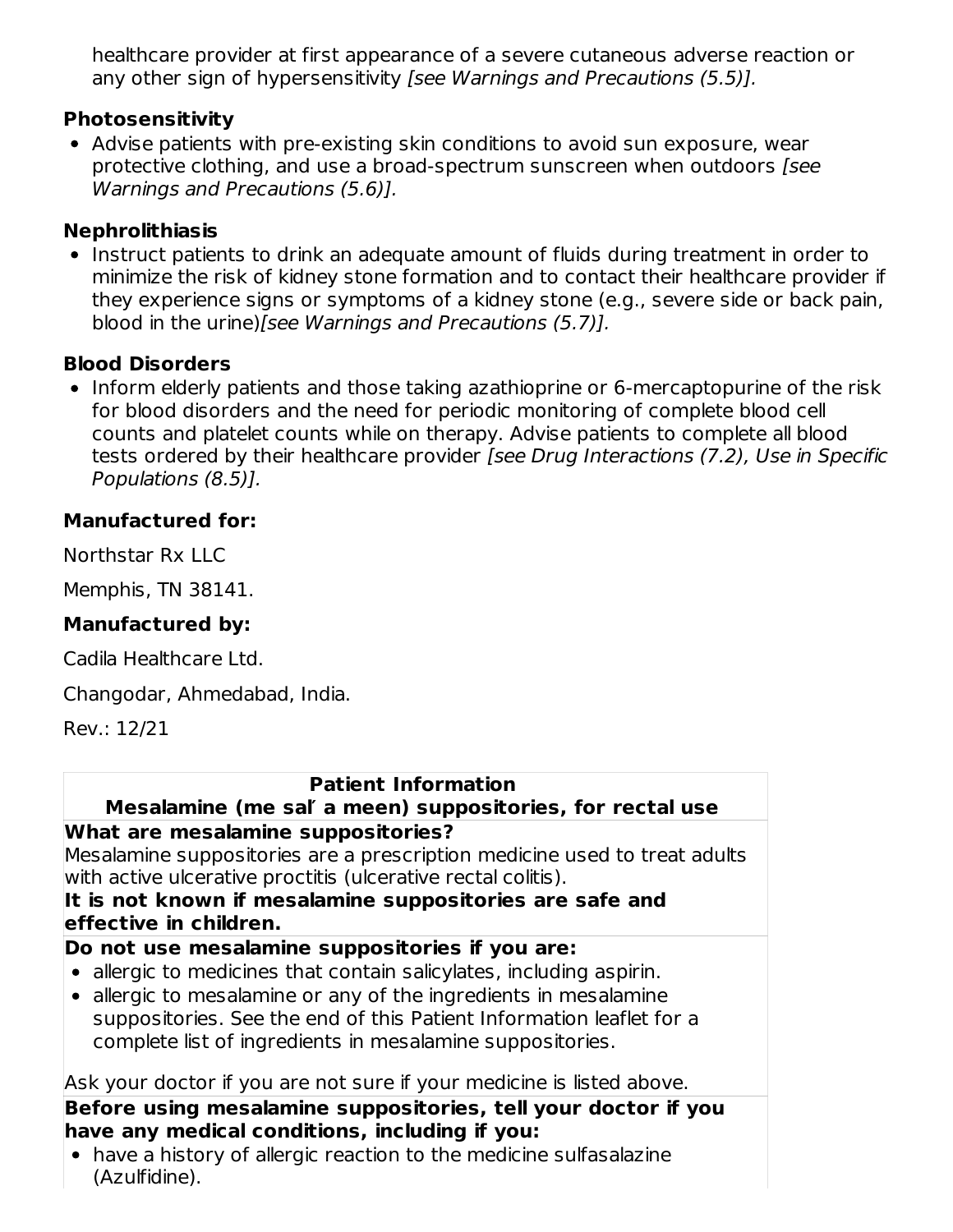healthcare provider at first appearance of a severe cutaneous adverse reaction or any other sign of hypersensitivity *[see Warnings and Precautions (5.5)].*

**Photosensitivity**

- Advise patients with pre-existing skin conditions to avoid sun exposure, wear protective clothing, and use a broad-spectrum sunscreen when outdoors *[see Warnings and Precautions (5.6)].*

**Nephrolithiasis**

- Instruct patients to drink an adequate amount of fluids during treatment in order to minimize the risk of kidney stone formation and to contact their healthcare provider if they experience signs or symptoms of a kidney stone (e.g., severe side or back pain, blood in the urine)*[see Warnings and Precautions (5.7)].*

**Blood Disorders**

- Inform elderly patients and those taking azathioprine or 6-mercaptopurine of the risk for blood disorders and the need for periodic monitoring of complete blood cell counts and platelet counts while on therapy. Advise patients to complete all blood tests ordered by their healthcare provider *[see Drug Interactions (7.2), Use in Specific Populations (8.5)].*

**Manufactured for:**

Northstar Rx LLC

Memphis, TN 38141.

**Manufactured by:**

Cadila Healthcare Ltd.

Changodar, Ahmedabad, India.

Rev.: 12/21

| **Patient Information**<br>**Mesalamine (me sal′ a meen) suppositories, for rectal use** |
|---|
| **What are mesalamine suppositories?**<br>Mesalamine suppositories are a prescription medicine used to treat adults with active ulcerative proctitis (ulcerative rectal colitis).<br>**It is not known if mesalamine suppositories are safe and effective in children.** |
| **Do not use mesalamine suppositories if you are:**<br>• allergic to medicines that contain salicylates, including aspirin.<br>• allergic to mesalamine or any of the ingredients in mesalamine suppositories. See the end of this Patient Information leaflet for a complete list of ingredients in mesalamine suppositories.<br><br>Ask your doctor if you are not sure if your medicine is listed above. |
| **Before using mesalamine suppositories, tell your doctor if you have any medical conditions, including if you:**<br>• have a history of allergic reaction to the medicine sulfasalazine (Azulfidine). |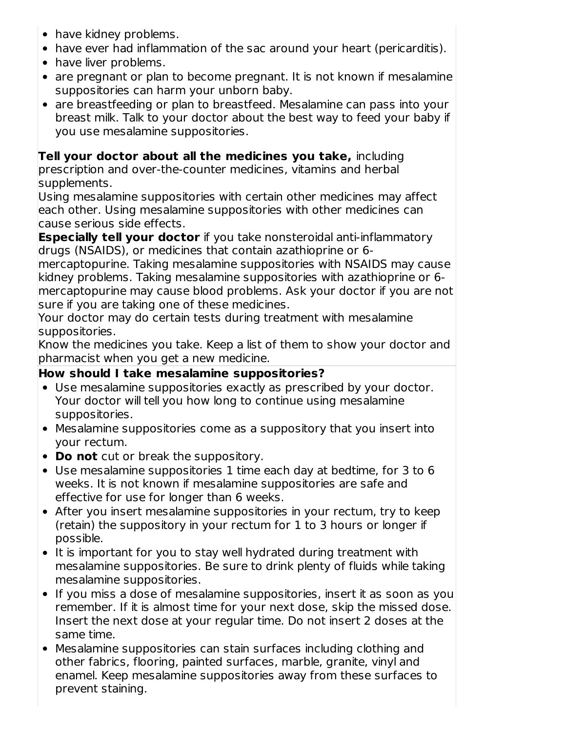- have kidney problems.
- have ever had inflammation of the sac around your heart (pericarditis).
- have liver problems.
- are pregnant or plan to become pregnant. It is not known if mesalamine suppositories can harm your unborn baby.
- are breastfeeding or plan to breastfeed. Mesalamine can pass into your breast milk. Talk to your doctor about the best way to feed your baby if you use mesalamine suppositories.

**Tell your doctor about all the medicines you take,** including prescription and over-the-counter medicines, vitamins and herbal supplements.
Using mesalamine suppositories with certain other medicines may affect each other. Using mesalamine suppositories with other medicines can cause serious side effects.
**Especially tell your doctor** if you take nonsteroidal anti-inflammatory drugs (NSAIDS), or medicines that contain azathioprine or 6-mercaptopurine. Taking mesalamine suppositories with NSAIDS may cause kidney problems. Taking mesalamine suppositories with azathioprine or 6-mercaptopurine may cause blood problems. Ask your doctor if you are not sure if you are taking one of these medicines.
Your doctor may do certain tests during treatment with mesalamine suppositories.
Know the medicines you take. Keep a list of them to show your doctor and pharmacist when you get a new medicine.

**How should I take mesalamine suppositories?**

- Use mesalamine suppositories exactly as prescribed by your doctor. Your doctor will tell you how long to continue using mesalamine suppositories.
- Mesalamine suppositories come as a suppository that you insert into your rectum.
- **Do not** cut or break the suppository.
- Use mesalamine suppositories 1 time each day at bedtime, for 3 to 6 weeks. It is not known if mesalamine suppositories are safe and effective for use for longer than 6 weeks.
- After you insert mesalamine suppositories in your rectum, try to keep (retain) the suppository in your rectum for 1 to 3 hours or longer if possible.
- It is important for you to stay well hydrated during treatment with mesalamine suppositories. Be sure to drink plenty of fluids while taking mesalamine suppositories.
- If you miss a dose of mesalamine suppositories, insert it as soon as you remember. If it is almost time for your next dose, skip the missed dose. Insert the next dose at your regular time. Do not insert 2 doses at the same time.
- Mesalamine suppositories can stain surfaces including clothing and other fabrics, flooring, painted surfaces, marble, granite, vinyl and enamel. Keep mesalamine suppositories away from these surfaces to prevent staining.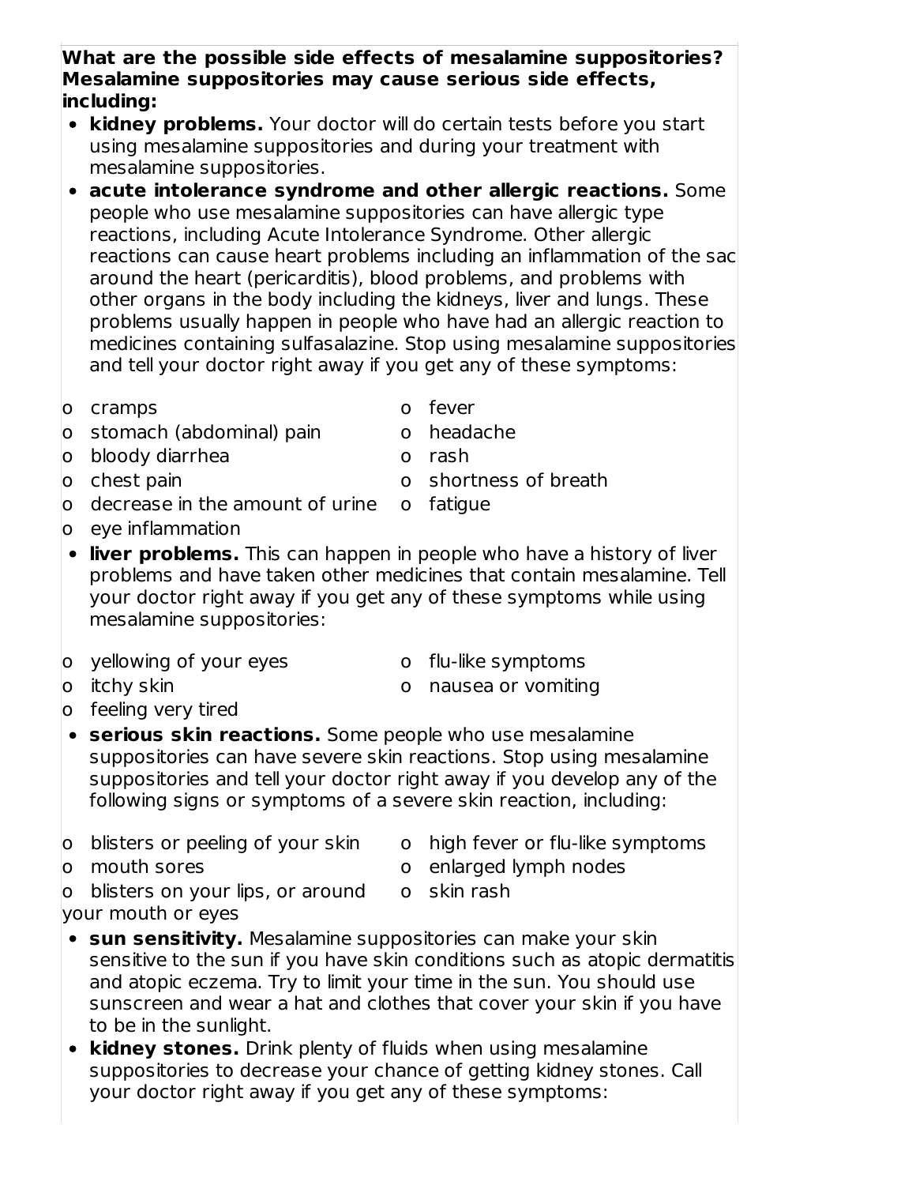**What are the possible side effects of mesalamine suppositories?**
**Mesalamine suppositories may cause serious side effects, including:**

- **kidney problems.** Your doctor will do certain tests before you start using mesalamine suppositories and during your treatment with mesalamine suppositories.
- **acute intolerance syndrome and other allergic reactions.** Some people who use mesalamine suppositories can have allergic type reactions, including Acute Intolerance Syndrome. Other allergic reactions can cause heart problems including an inflammation of the sac around the heart (pericarditis), blood problems, and problems with other organs in the body including the kidneys, liver and lungs. These problems usually happen in people who have had an allergic reaction to medicines containing sulfasalazine. Stop using mesalamine suppositories and tell your doctor right away if you get any of these symptoms:

  - cramps
  - stomach (abdominal) pain
  - bloody diarrhea
  - chest pain
  - decrease in the amount of urine
  - eye inflammation
  - fever
  - headache
  - rash
  - shortness of breath
  - fatigue

- **liver problems.** This can happen in people who have a history of liver problems and have taken other medicines that contain mesalamine. Tell your doctor right away if you get any of these symptoms while using mesalamine suppositories:

  - yellowing of your eyes
  - itchy skin
  - feeling very tired
  - flu-like symptoms
  - nausea or vomiting

- **serious skin reactions.** Some people who use mesalamine suppositories can have severe skin reactions. Stop using mesalamine suppositories and tell your doctor right away if you develop any of the following signs or symptoms of a severe skin reaction, including:

  - blisters or peeling of your skin
  - mouth sores
  - blisters on your lips, or around your mouth or eyes
  - high fever or flu-like symptoms
  - enlarged lymph nodes
  - skin rash

- **sun sensitivity.** Mesalamine suppositories can make your skin sensitive to the sun if you have skin conditions such as atopic dermatitis and atopic eczema. Try to limit your time in the sun. You should use sunscreen and wear a hat and clothes that cover your skin if you have to be in the sunlight.
- **kidney stones.** Drink plenty of fluids when using mesalamine suppositories to decrease your chance of getting kidney stones. Call your doctor right away if you get any of these symptoms: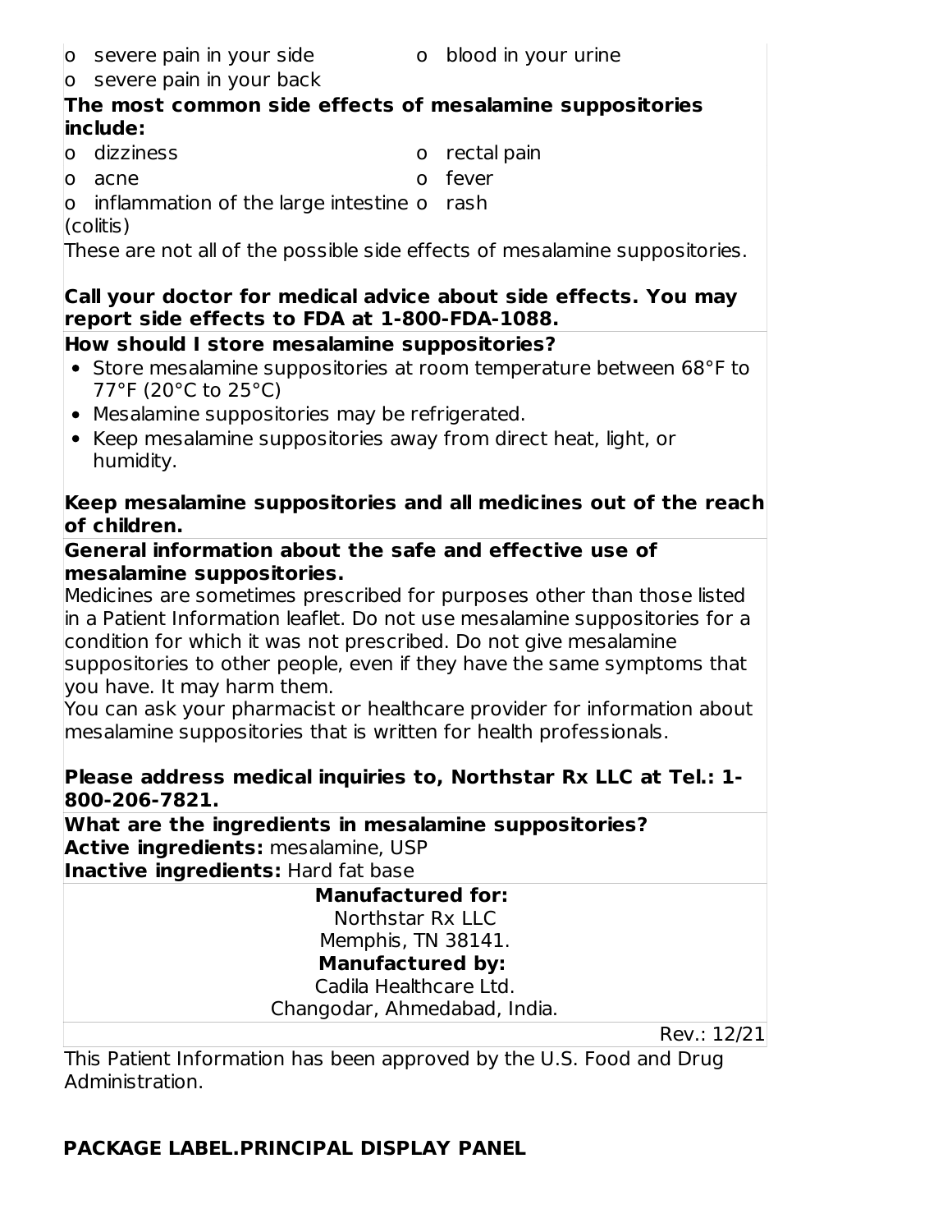- severe pain in your side
- blood in your urine
- severe pain in your back

**The most common side effects of mesalamine suppositories include:**

- dizziness
- rectal pain
- acne
- fever
- inflammation of the large intestine (colitis)
- rash

These are not all of the possible side effects of mesalamine suppositories.

**Call your doctor for medical advice about side effects. You may report side effects to FDA at 1-800-FDA-1088.**

**How should I store mesalamine suppositories?**

- Store mesalamine suppositories at room temperature between 68°F to 77°F (20°C to 25°C)
- Mesalamine suppositories may be refrigerated.
- Keep mesalamine suppositories away from direct heat, light, or humidity.

**Keep mesalamine suppositories and all medicines out of the reach of children.**

**General information about the safe and effective use of mesalamine suppositories.**

Medicines are sometimes prescribed for purposes other than those listed in a Patient Information leaflet. Do not use mesalamine suppositories for a condition for which it was not prescribed. Do not give mesalamine suppositories to other people, even if they have the same symptoms that you have. It may harm them.

You can ask your pharmacist or healthcare provider for information about mesalamine suppositories that is written for health professionals.

**Please address medical inquiries to, Northstar Rx LLC at Tel.: 1-800-206-7821.**

**What are the ingredients in mesalamine suppositories?**

**Active ingredients:** mesalamine, USP

**Inactive ingredients:** Hard fat base

**Manufactured for:**
Northstar Rx LLC
Memphis, TN 38141.

**Manufactured by:**
Cadila Healthcare Ltd.
Changodar, Ahmedabad, India.

Rev.: 12/21

This Patient Information has been approved by the U.S. Food and Drug Administration.

## PACKAGE LABEL.PRINCIPAL DISPLAY PANEL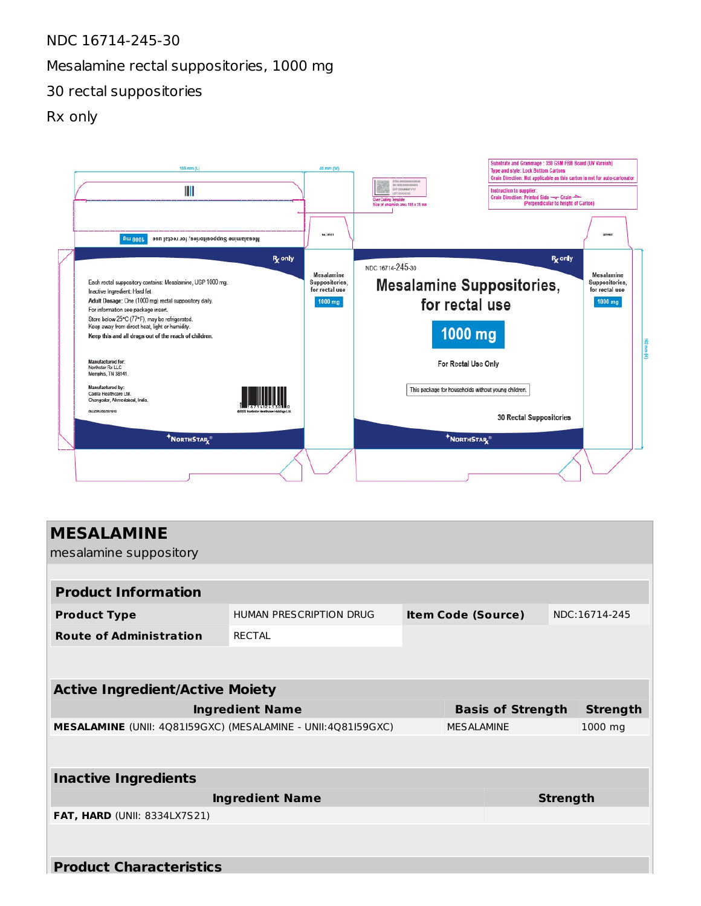NDC 16714-245-30

Mesalamine rectal suppositories, 1000 mg

30 rectal suppositories

Rx only

165 mm (L) 40 mm (W)

Substrate and Grammage : 350 GSM FBB Board (UV Varnish)
Type and style: Lock Bottom Cartons
Grain Direction: Not applicable as this carton is not for auto-cartonator

Instruction to supplier:
Grain Direction: Printed Side → Grain →
(Perpendicular to height of Carton)

Over Coding Template
Size of unvarnish area 155 x 25 mm

Mesalamine Suppositories, for rectal use 1000 mg

Rx only

Each rectal suppository contains: Mesalamine, USP 1000 mg.
Inactive Ingredient: Hard fat
**Adult Dosage:** One (1000 mg) rectal suppository daily.
For information see package insert.
Store below 25°C (77°F), may be refrigerated.
Keep away from direct heat, light or humidity.
**Keep this and all drugs out of the reach of children.**

Manufactured for:
Northstar Rx LLC
Memphis, TN 38141.

Manufactured by:
Cadila Healthcare Ltd.
Changodar, Ahmedabad, India.

©2020 Northstar Healthcare Holdings Ltd.

NORTHSTAR Rx

Mesalamine Suppositories, for rectal use 1000 mg

NDC 16714-245-30

Rx only

# Mesalamine Suppositories, for rectal use

**1000 mg**

For Rectal Use Only

This package for households without young children.

30 Rectal Suppositories

NORTHSTAR Rx

Mesalamine Suppositories, for rectal use 1000 mg

# MESALAMINE

mesalamine suppository

| Product Information | | | |
|---|---|---|---|
| **Product Type** | HUMAN PRESCRIPTION DRUG | **Item Code (Source)** | NDC:16714-245 |
| **Route of Administration** | RECTAL | | |

| Active Ingredient/Active Moiety | | |
|---|---|---|
| **Ingredient Name** | **Basis of Strength** | **Strength** |
| **MESALAMINE** (UNII: 4Q81I59GXC) (MESALAMINE - UNII:4Q81I59GXC) | MESALAMINE | 1000 mg |

| Inactive Ingredients | |
|---|---|
| **Ingredient Name** | **Strength** |
| **FAT, HARD** (UNII: 8334LX7S21) | |

## Product Characteristics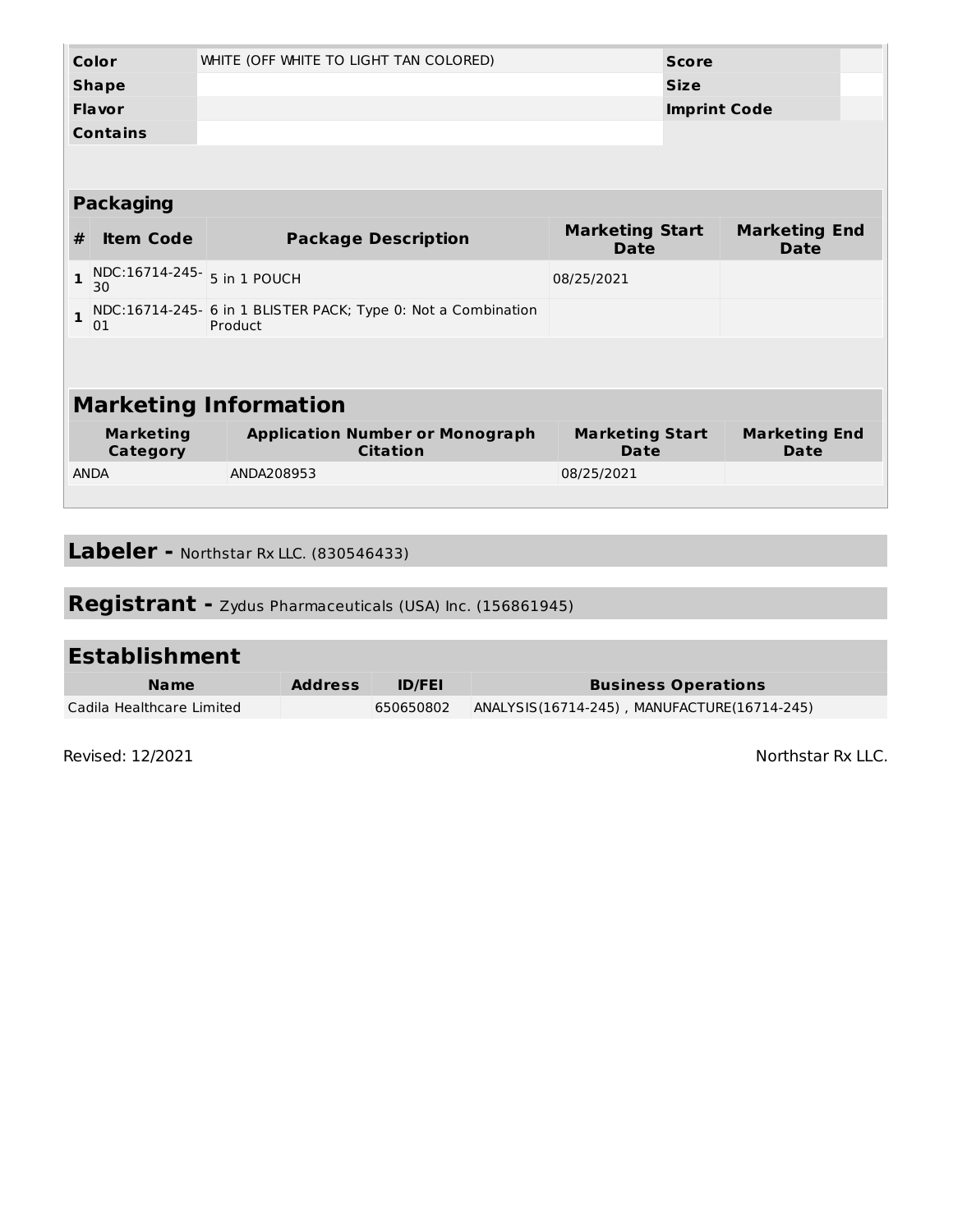| | | | |
|---|---|---|---|
| **Color** | WHITE (OFF WHITE TO LIGHT TAN COLORED) | **Score** | |
| **Shape** | | **Size** | |
| **Flavor** | | **Imprint Code** | |
| **Contains** | | | |

## Packaging

| # | Item Code | Package Description | Marketing Start Date | Marketing End Date |
|---|---|---|---|---|
| 1 | NDC:16714-245-30 | 5 in 1 POUCH | 08/25/2021 | |
| 1 | NDC:16714-245-01 | 6 in 1 BLISTER PACK; Type 0: Not a Combination Product | | |

## Marketing Information

| Marketing Category | Application Number or Monograph Citation | Marketing Start Date | Marketing End Date |
|---|---|---|---|
| ANDA | ANDA208953 | 08/25/2021 | |

## Labeler - Northstar Rx LLC. (830546433)

## Registrant - Zydus Pharmaceuticals (USA) Inc. (156861945)

## Establishment

| Name | Address | ID/FEI | Business Operations |
|---|---|---|---|
| Cadila Healthcare Limited | | 650650802 | ANALYSIS(16714-245) , MANUFACTURE(16714-245) |

Revised: 12/2021

Northstar Rx LLC.